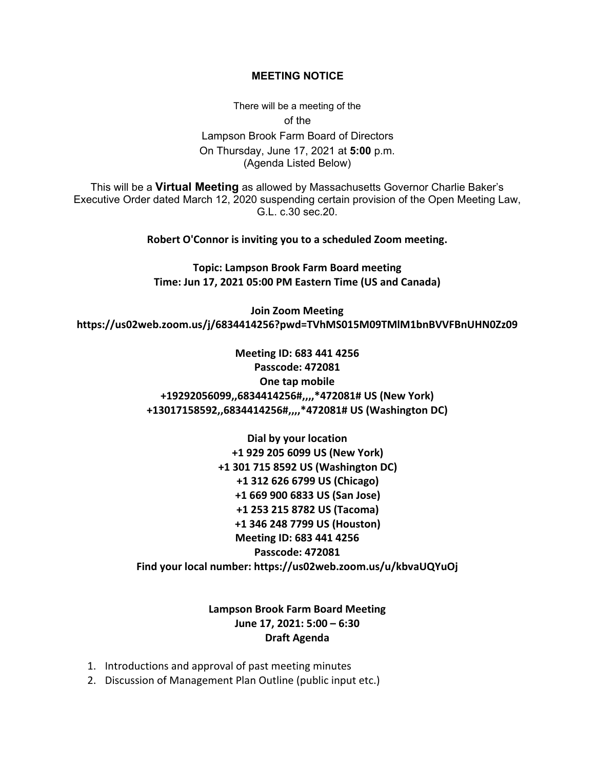**MEETING NOTICE**

There will be a meeting of the

of the

Lampson Brook Farm Board of Directors

On Thursday, June 17, 2021 at **5:00** p.m.

(Agenda Listed Below)

This will be a **Virtual Meeting** as allowed by Massachusetts Governor Charlie Baker's Executive Order dated March 12, 2020 suspending certain provision of the Open Meeting Law, G.L. c.30 sec.20.

**Robert O'Connor is inviting you to a scheduled Zoom meeting.**

**Topic: Lampson Brook Farm Board meeting**
**Time: Jun 17, 2021 05:00 PM Eastern Time (US and Canada)**

**Join Zoom Meeting**
**https://us02web.zoom.us/j/6834414256?pwd=TVhMS015M09TMlM1bnBVVFBnUHN0Zz09**

**Meeting ID: 683 441 4256**
**Passcode: 472081**
**One tap mobile**
**+19292056099,,6834414256#,,,,*472081# US (New York)**
**+13017158592,,6834414256#,,,,*472081# US (Washington DC)**

**Dial by your location**
**+1 929 205 6099 US (New York)**
**+1 301 715 8592 US (Washington DC)**
**+1 312 626 6799 US (Chicago)**
**+1 669 900 6833 US (San Jose)**
**+1 253 215 8782 US (Tacoma)**
**+1 346 248 7799 US (Houston)**
**Meeting ID: 683 441 4256**
**Passcode: 472081**
**Find your local number: https://us02web.zoom.us/u/kbvaUQYuOj**

**Lampson Brook Farm Board Meeting**
**June 17, 2021: 5:00 – 6:30**
**Draft Agenda**

1. Introductions and approval of past meeting minutes
2. Discussion of Management Plan Outline (public input etc.)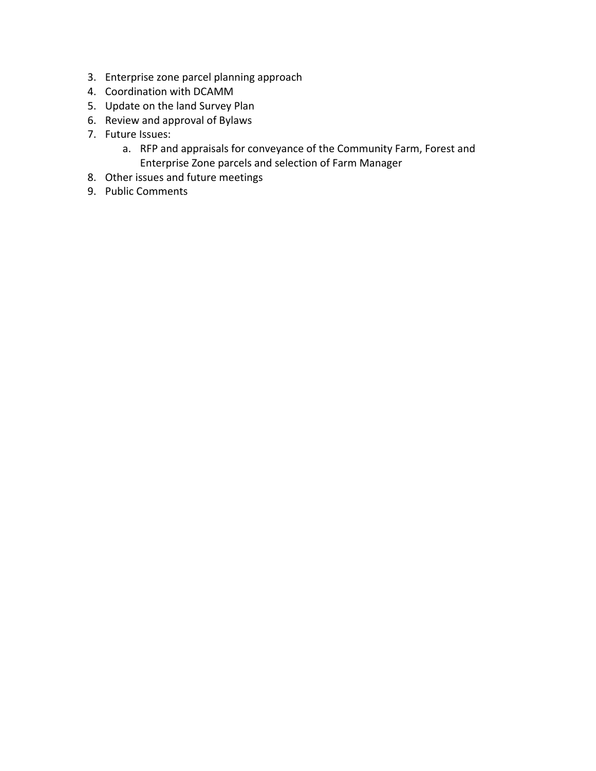3. Enterprise zone parcel planning approach
4. Coordination with DCAMM
5. Update on the land Survey Plan
6. Review and approval of Bylaws
7. Future Issues:
    a. RFP and appraisals for conveyance of the Community Farm, Forest and Enterprise Zone parcels and selection of Farm Manager
8. Other issues and future meetings
9. Public Comments